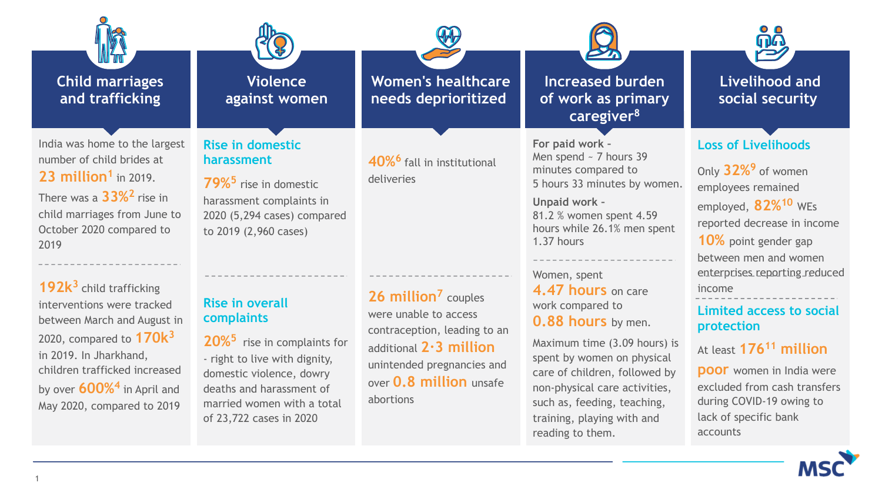## Child marriages and trafficking

India was home to the largest number of child brides at **23 million**[1] in 2019.

There was a **33%**[2] rise in child marriages from June to October 2020 compared to 2019

**192k**[3] child trafficking interventions were tracked between March and August in 2020, compared to **170k**[3] in 2019. In Jharkhand, children trafficked increased by over **600%**[4] in April and May 2020, compared to 2019

## Violence against women

### Rise in domestic harassment

**79%**[5] rise in domestic harassment complaints in 2020 (5,294 cases) compared to 2019 (2,960 cases)

### Rise in overall complaints

**20%**[5] rise in complaints for - right to live with dignity, domestic violence, dowry deaths and harassment of married women with a total of 23,722 cases in 2020

## Women's healthcare needs deprioritized

**40%**[6] fall in institutional deliveries

**26 million**[7] couples were unable to access contraception, leading to an additional **2·3 million** unintended pregnancies and over **0.8 million** unsafe abortions

## Increased burden of work as primary caregiver[8]

**For paid work** - Men spend ~ 7 hours 39 minutes compared to 5 hours 33 minutes by women.

**Unpaid work** - 81.2 % women spent 4.59 hours while 26.1% men spent 1.37 hours

Women, spent **4.47 hours** on care work compared to **0.88 hours** by men.

Maximum time (3.09 hours) is spent by women on physical care of children, followed by non-physical care activities, such as, feeding, teaching, training, playing with and reading to them.

## Livelihood and social security

### Loss of Livelihoods

Only **32%**[9] of women employees remained employed, **82%**[10] WEs reported decrease in income **10%** point gender gap between men and women enterprises reporting reduced income

### Limited access to social protection

At least **176**[11] **million poor** women in India were excluded from cash transfers during COVID-19 owing to lack of specific bank accounts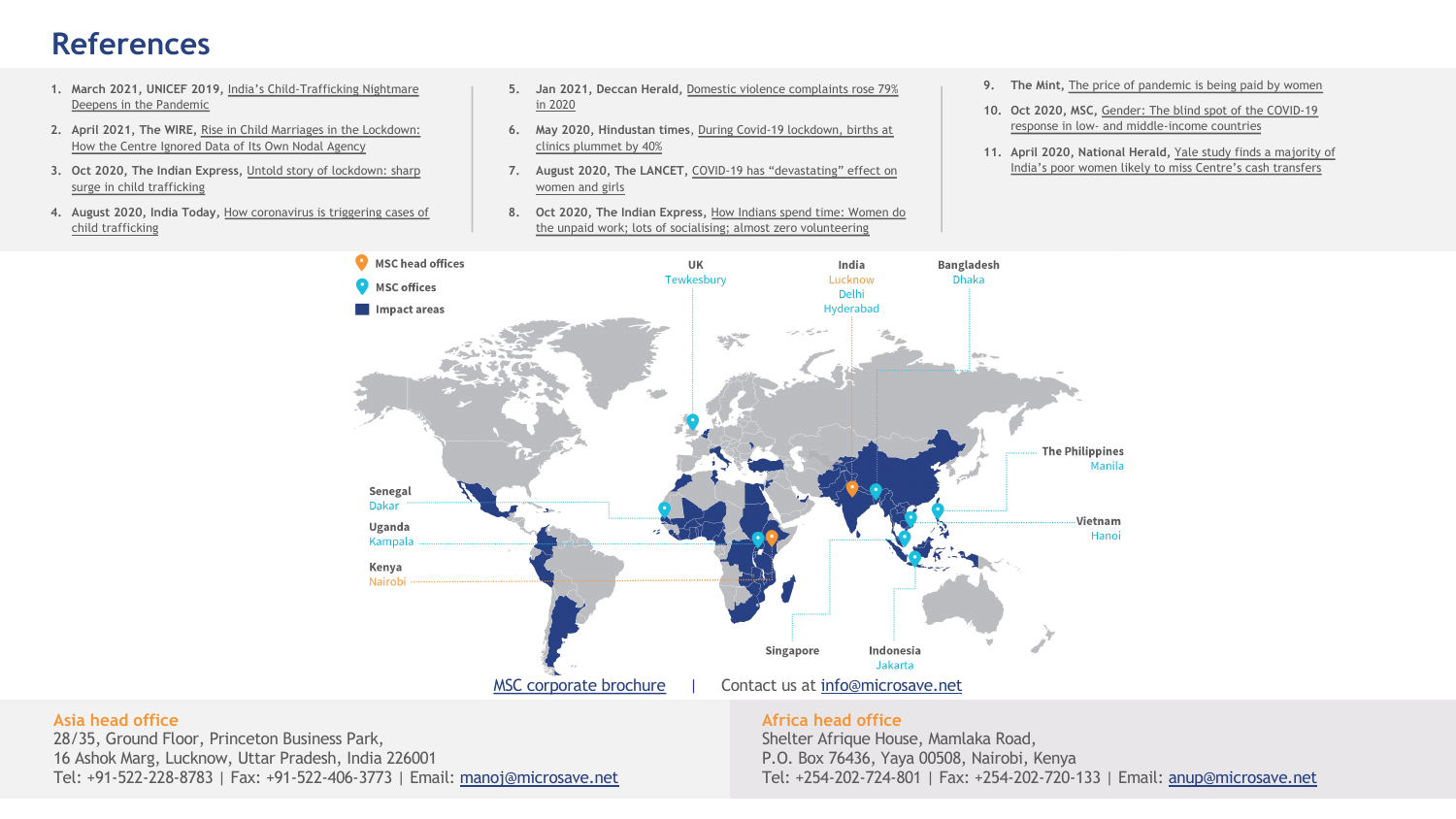# References

1. March 2021, UNICEF 2019, India's Child-Trafficking Nightmare Deepens in the Pandemic
2. April 2021, The WIRE, Rise in Child Marriages in the Lockdown: How the Centre Ignored Data of Its Own Nodal Agency
3. Oct 2020, The Indian Express, Untold story of lockdown: sharp surge in child trafficking
4. August 2020, India Today, How coronavirus is triggering cases of child trafficking
5. Jan 2021, Deccan Herald, Domestic violence complaints rose 79% in 2020
6. May 2020, Hindustan times, During Covid-19 lockdown, births at clinics plummet by 40%
7. August 2020, The LANCET, COVID-19 has "devastating" effect on women and girls
8. Oct 2020, The Indian Express, How Indians spend time: Women do the unpaid work; lots of socialising; almost zero volunteering
9. The Mint, The price of pandemic is being paid by women
10. Oct 2020, MSC, Gender: The blind spot of the COVID-19 response in low- and middle-income countries
11. April 2020, National Herald, Yale study finds a majority of India's poor women likely to miss Centre's cash transfers

MSC head offices
MSC offices
Impact areas

UK
Tewkesbury

India
Lucknow
Delhi
Hyderabad

Bangladesh
Dhaka

The Philippines
Manila

Vietnam
Hanoi

Senegal
Dakar

Uganda
Kampala

Kenya
Nairobi

Singapore

Indonesia
Jakarta

MSC corporate brochure | Contact us at info@microsave.net

**Asia head office**
28/35, Ground Floor, Princeton Business Park,
16 Ashok Marg, Lucknow, Uttar Pradesh, India 226001
Tel: +91-522-228-8783 | Fax: +91-522-406-3773 | Email: manoj@microsave.net

**Africa head office**
Shelter Afrique House, Mamlaka Road,
P.O. Box 76436, Yaya 00508, Nairobi, Kenya
Tel: +254-202-724-801 | Fax: +254-202-720-133 | Email: anup@microsave.net